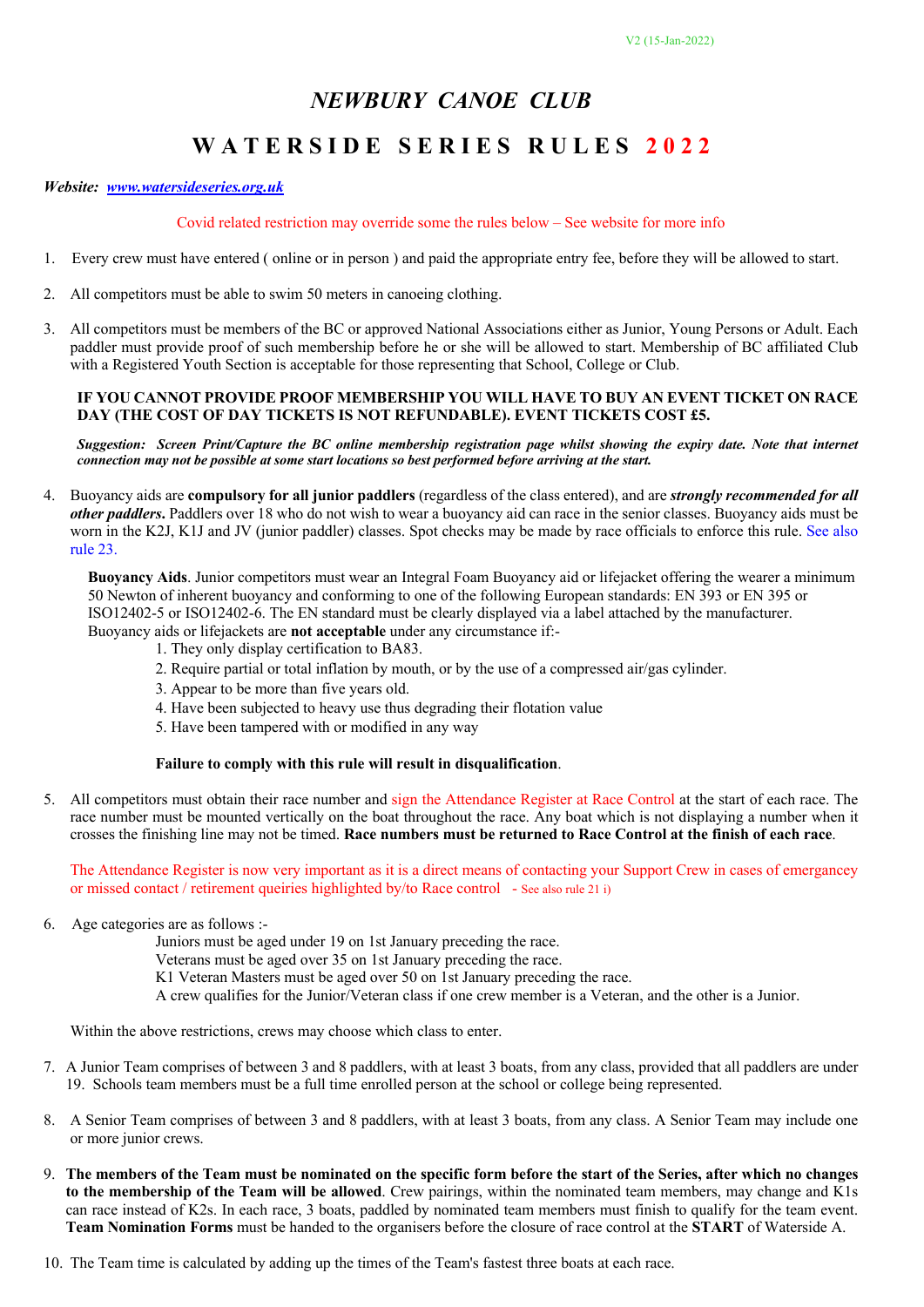V2 (15-Jan-2022)

# *NEWBURY CANOE CLUB*

## WATERSIDE SERIES RULES 2022

***Website: www.watersideseries.org.uk***

Covid related restriction may override some the rules below – See website for more info

1. Every crew must have entered ( online or in person ) and paid the appropriate entry fee, before they will be allowed to start.

2. All competitors must be able to swim 50 meters in canoeing clothing.

3. All competitors must be members of the BC or approved National Associations either as Junior, Young Persons or Adult. Each paddler must provide proof of such membership before he or she will be allowed to start. Membership of BC affiliated Club with a Registered Youth Section is acceptable for those representing that School, College or Club.

   **IF YOU CANNOT PROVIDE PROOF MEMBERSHIP YOU WILL HAVE TO BUY AN EVENT TICKET ON RACE DAY (THE COST OF DAY TICKETS IS NOT REFUNDABLE). EVENT TICKETS COST £5.**

   ***Suggestion: Screen Print/Capture the BC online membership registration page whilst showing the expiry date. Note that internet connection may not be possible at some start locations so best performed before arriving at the start.***

4. Buoyancy aids are **compulsory for all junior paddlers** (regardless of the class entered), and are ***strongly recommended for all other paddlers***. Paddlers over 18 who do not wish to wear a buoyancy aid can race in the senior classes. Buoyancy aids must be worn in the K2J, K1J and JV (junior paddler) classes. Spot checks may be made by race officials to enforce this rule. See also rule 23.

   **Buoyancy Aids**. Junior competitors must wear an Integral Foam Buoyancy aid or lifejacket offering the wearer a minimum 50 Newton of inherent buoyancy and conforming to one of the following European standards: EN 393 or EN 395 or ISO12402-5 or ISO12402-6. The EN standard must be clearly displayed via a label attached by the manufacturer. Buoyancy aids or lifejackets are **not acceptable** under any circumstance if:-
   1. They only display certification to BA83.
   2. Require partial or total inflation by mouth, or by the use of a compressed air/gas cylinder.
   3. Appear to be more than five years old.
   4. Have been subjected to heavy use thus degrading their flotation value
   5. Have been tampered with or modified in any way

   **Failure to comply with this rule will result in disqualification**.

5. All competitors must obtain their race number and sign the Attendance Register at Race Control at the start of each race. The race number must be mounted vertically on the boat throughout the race. Any boat which is not displaying a number when it crosses the finishing line may not be timed. **Race numbers must be returned to Race Control at the finish of each race**.

   The Attendance Register is now very important as it is a direct means of contacting your Support Crew in cases of emergancey or missed contact / retirement queiries highlighted by/to Race control - See also rule 21 i)

6. Age categories are as follows :-

   Juniors must be aged under 19 on 1st January preceding the race.
   Veterans must be aged over 35 on 1st January preceding the race.
   K1 Veteran Masters must be aged over 50 on 1st January preceding the race.
   A crew qualifies for the Junior/Veteran class if one crew member is a Veteran, and the other is a Junior.

   Within the above restrictions, crews may choose which class to enter.

7. A Junior Team comprises of between 3 and 8 paddlers, with at least 3 boats, from any class, provided that all paddlers are under 19. Schools team members must be a full time enrolled person at the school or college being represented.

8. A Senior Team comprises of between 3 and 8 paddlers, with at least 3 boats, from any class. A Senior Team may include one or more junior crews.

9. **The members of the Team must be nominated on the specific form before the start of the Series, after which no changes to the membership of the Team will be allowed**. Crew pairings, within the nominated team members, may change and K1s can race instead of K2s. In each race, 3 boats, paddled by nominated team members must finish to qualify for the team event. **Team Nomination Forms** must be handed to the organisers before the closure of race control at the **START** of Waterside A.

10. The Team time is calculated by adding up the times of the Team's fastest three boats at each race.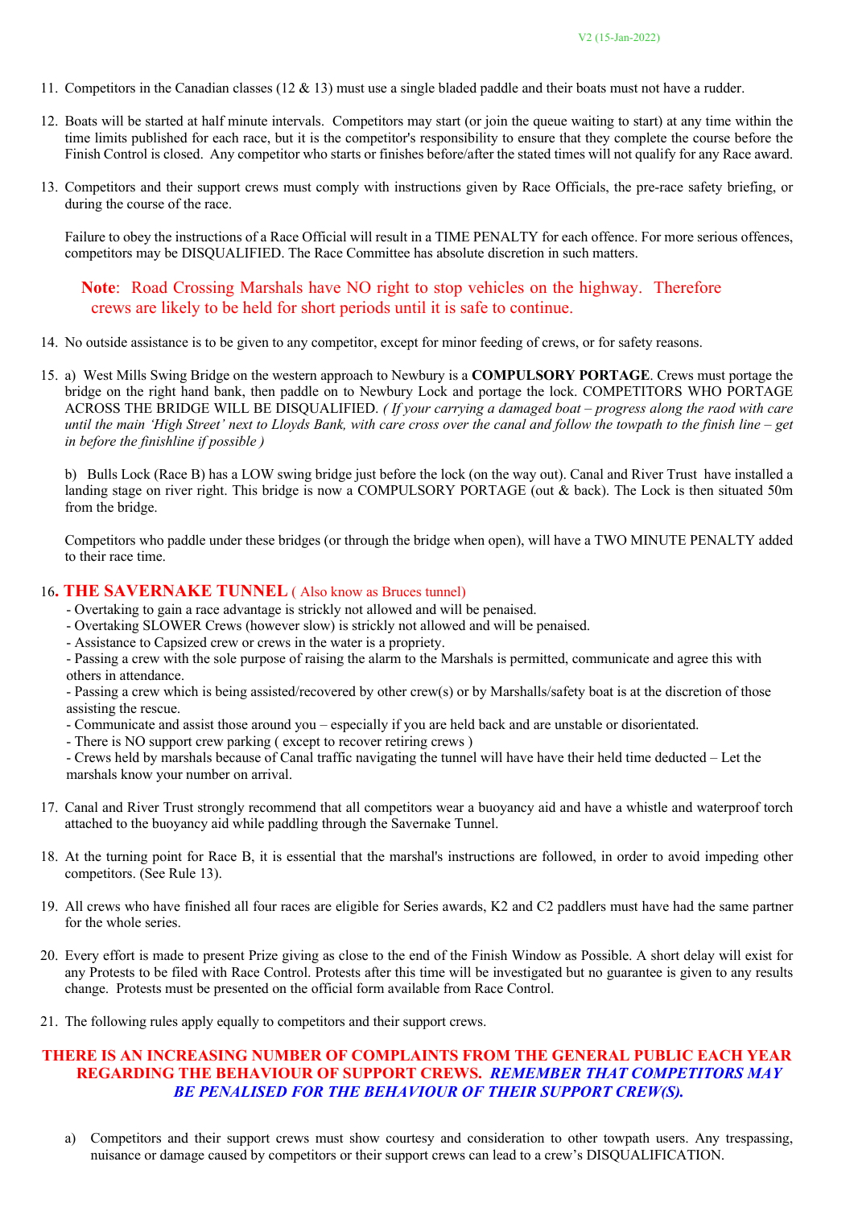11. Competitors in the Canadian classes (12 & 13) must use a single bladed paddle and their boats must not have a rudder.

12. Boats will be started at half minute intervals. Competitors may start (or join the queue waiting to start) at any time within the time limits published for each race, but it is the competitor's responsibility to ensure that they complete the course before the Finish Control is closed. Any competitor who starts or finishes before/after the stated times will not qualify for any Race award.

13. Competitors and their support crews must comply with instructions given by Race Officials, the pre-race safety briefing, or during the course of the race.

    Failure to obey the instructions of a Race Official will result in a TIME PENALTY for each offence. For more serious offences, competitors may be DISQUALIFIED. The Race Committee has absolute discretion in such matters.

    **Note**: Road Crossing Marshals have NO right to stop vehicles on the highway. Therefore crews are likely to be held for short periods until it is safe to continue.

14. No outside assistance is to be given to any competitor, except for minor feeding of crews, or for safety reasons.

15. a) West Mills Swing Bridge on the western approach to Newbury is a **COMPULSORY PORTAGE**. Crews must portage the bridge on the right hand bank, then paddle on to Newbury Lock and portage the lock. COMPETITORS WHO PORTAGE ACROSS THE BRIDGE WILL BE DISQUALIFIED. *( If your carrying a damaged boat – progress along the raod with care until the main 'High Street' next to Lloyds Bank, with care cross over the canal and follow the towpath to the finish line – get in before the finishline if possible )*

    b) Bulls Lock (Race B) has a LOW swing bridge just before the lock (on the way out). Canal and River Trust have installed a landing stage on river right. This bridge is now a COMPULSORY PORTAGE (out & back). The Lock is then situated 50m from the bridge.

    Competitors who paddle under these bridges (or through the bridge when open), will have a TWO MINUTE PENALTY added to their race time.

16. **THE SAVERNAKE TUNNEL** ( Also know as Bruces tunnel)
    - Overtaking to gain a race advantage is strickly not allowed and will be penaised.
    - Overtaking SLOWER Crews (however slow) is strickly not allowed and will be penaised.
    - Assistance to Capsized crew or crews in the water is a propriety.
    - Passing a crew with the sole purpose of raising the alarm to the Marshals is permitted, communicate and agree this with others in attendance.
    - Passing a crew which is being assisted/recovered by other crew(s) or by Marshalls/safety boat is at the discretion of those assisting the rescue.
    - Communicate and assist those around you – especially if you are held back and are unstable or disorientated.
    - There is NO support crew parking ( except to recover retiring crews )
    - Crews held by marshals because of Canal traffic navigating the tunnel will have have their held time deducted – Let the marshals know your number on arrival.

17. Canal and River Trust strongly recommend that all competitors wear a buoyancy aid and have a whistle and waterproof torch attached to the buoyancy aid while paddling through the Savernake Tunnel.

18. At the turning point for Race B, it is essential that the marshal's instructions are followed, in order to avoid impeding other competitors. (See Rule 13).

19. All crews who have finished all four races are eligible for Series awards, K2 and C2 paddlers must have had the same partner for the whole series.

20. Every effort is made to present Prize giving as close to the end of the Finish Window as Possible. A short delay will exist for any Protests to be filed with Race Control. Protests after this time will be investigated but no guarantee is given to any results change. Protests must be presented on the official form available from Race Control.

21. The following rules apply equally to competitors and their support crews.

**THERE IS AN INCREASING NUMBER OF COMPLAINTS FROM THE GENERAL PUBLIC EACH YEAR REGARDING THE BEHAVIOUR OF SUPPORT CREWS. *REMEMBER THAT COMPETITORS MAY BE PENALISED FOR THE BEHAVIOUR OF THEIR SUPPORT CREW(S).***

a) Competitors and their support crews must show courtesy and consideration to other towpath users. Any trespassing, nuisance or damage caused by competitors or their support crews can lead to a crew's DISQUALIFICATION.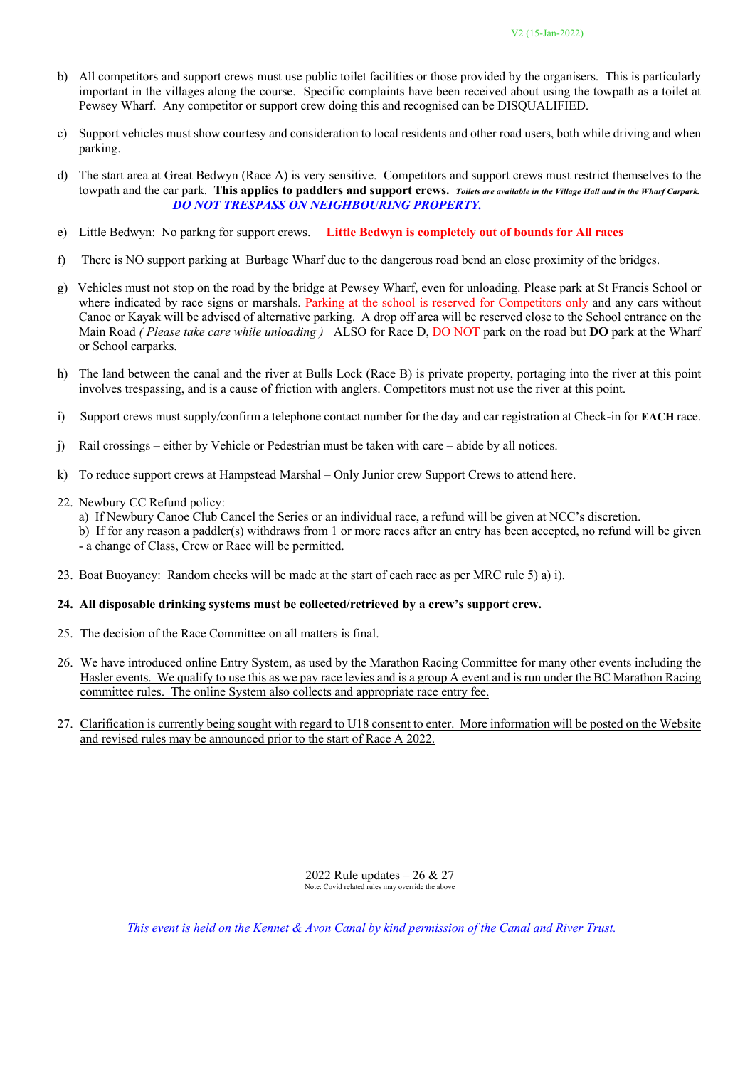V2 (15-Jan-2022)

b) All competitors and support crews must use public toilet facilities or those provided by the organisers. This is particularly important in the villages along the course. Specific complaints have been received about using the towpath as a toilet at Pewsey Wharf. Any competitor or support crew doing this and recognised can be DISQUALIFIED.

c) Support vehicles must show courtesy and consideration to local residents and other road users, both while driving and when parking.

d) The start area at Great Bedwyn (Race A) is very sensitive. Competitors and support crews must restrict themselves to the towpath and the car park. **This applies to paddlers and support crews.** ***Toilets are available in the Village Hall and in the Wharf Carpark.*** ***DO NOT TRESPASS ON NEIGHBOURING PROPERTY.***

e) Little Bedwyn: No parkng for support crews. **Little Bedwyn is completely out of bounds for All races**

f) There is NO support parking at Burbage Wharf due to the dangerous road bend an close proximity of the bridges.

g) Vehicles must not stop on the road by the bridge at Pewsey Wharf, even for unloading. Please park at St Francis School or where indicated by race signs or marshals. Parking at the school is reserved for Competitors only and any cars without Canoe or Kayak will be advised of alternative parking. A drop off area will be reserved close to the School entrance on the Main Road *( Please take care while unloading )* ALSO for Race D, DO NOT park on the road but **DO** park at the Wharf or School carparks.

h) The land between the canal and the river at Bulls Lock (Race B) is private property, portaging into the river at this point involves trespassing, and is a cause of friction with anglers. Competitors must not use the river at this point.

i) Support crews must supply/confirm a telephone contact number for the day and car registration at Check-in for **EACH** race.

j) Rail crossings – either by Vehicle or Pedestrian must be taken with care – abide by all notices.

k) To reduce support crews at Hampstead Marshal – Only Junior crew Support Crews to attend here.

22. Newbury CC Refund policy:
    a) If Newbury Canoe Club Cancel the Series or an individual race, a refund will be given at NCC's discretion.
    b) If for any reason a paddler(s) withdraws from 1 or more races after an entry has been accepted, no refund will be given - a change of Class, Crew or Race will be permitted.

23. Boat Buoyancy: Random checks will be made at the start of each race as per MRC rule 5) a) i).

24. **All disposable drinking systems must be collected/retrieved by a crew's support crew.**

25. The decision of the Race Committee on all matters is final.

26. <u>We have introduced online Entry System, as used by the Marathon Racing Committee for many other events including the Hasler events. We qualify to use this as we pay race levies and is a group A event and is run under the BC Marathon Racing committee rules. The online System also collects and appropriate race entry fee.</u>

27. <u>Clarification is currently being sought with regard to U18 consent to enter. More information will be posted on the Website and revised rules may be announced prior to the start of Race A 2022.</u>

2022 Rule updates – 26 & 27

Note: Covid related rules may override the above

*This event is held on the Kennet & Avon Canal by kind permission of the Canal and River Trust.*